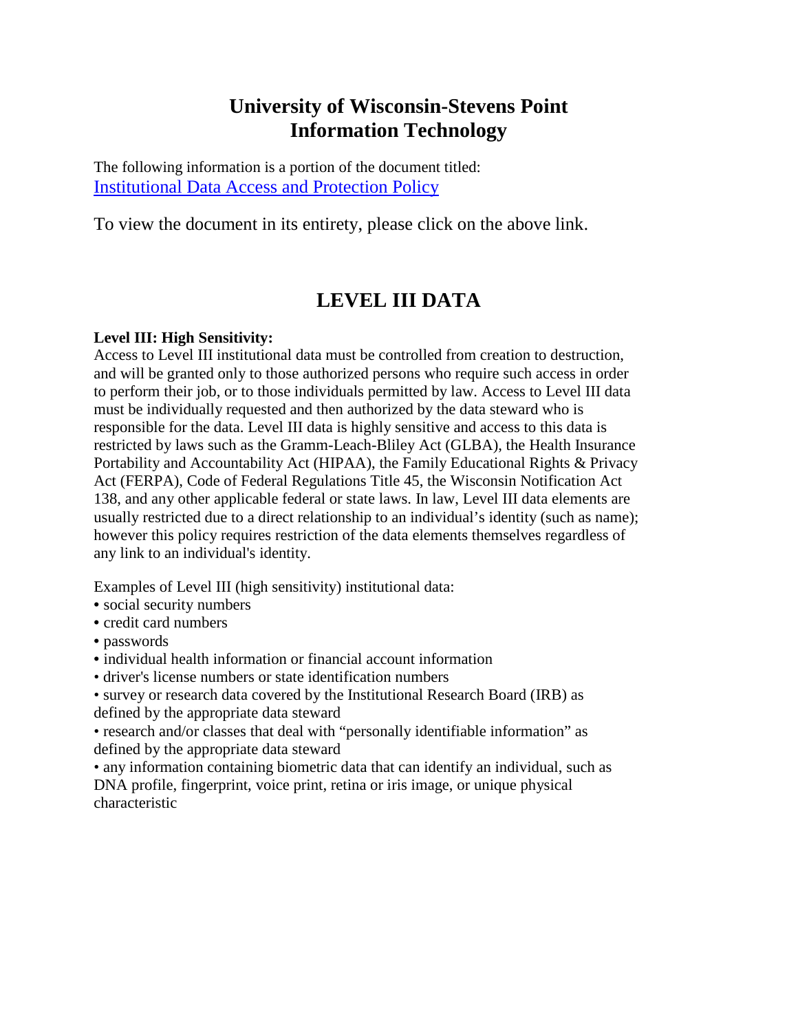# University of Wisconsin-Stevens Point
# Information Technology

The following information is a portion of the document titled:
[Institutional Data Access and Protection Policy]()

To view the document in its entirety, please click on the above link.

## LEVEL III DATA

**Level III: High Sensitivity:**
Access to Level III institutional data must be controlled from creation to destruction, and will be granted only to those authorized persons who require such access in order to perform their job, or to those individuals permitted by law. Access to Level III data must be individually requested and then authorized by the data steward who is responsible for the data. Level III data is highly sensitive and access to this data is restricted by laws such as the Gramm-Leach-Bliley Act (GLBA), the Health Insurance Portability and Accountability Act (HIPAA), the Family Educational Rights & Privacy Act (FERPA), Code of Federal Regulations Title 45, the Wisconsin Notification Act 138, and any other applicable federal or state laws. In law, Level III data elements are usually restricted due to a direct relationship to an individual's identity (such as name); however this policy requires restriction of the data elements themselves regardless of any link to an individual's identity.

Examples of Level III (high sensitivity) institutional data:

- social security numbers
- credit card numbers
- passwords
- individual health information or financial account information
- driver's license numbers or state identification numbers
- survey or research data covered by the Institutional Research Board (IRB) as defined by the appropriate data steward
- research and/or classes that deal with "personally identifiable information" as defined by the appropriate data steward
- any information containing biometric data that can identify an individual, such as DNA profile, fingerprint, voice print, retina or iris image, or unique physical characteristic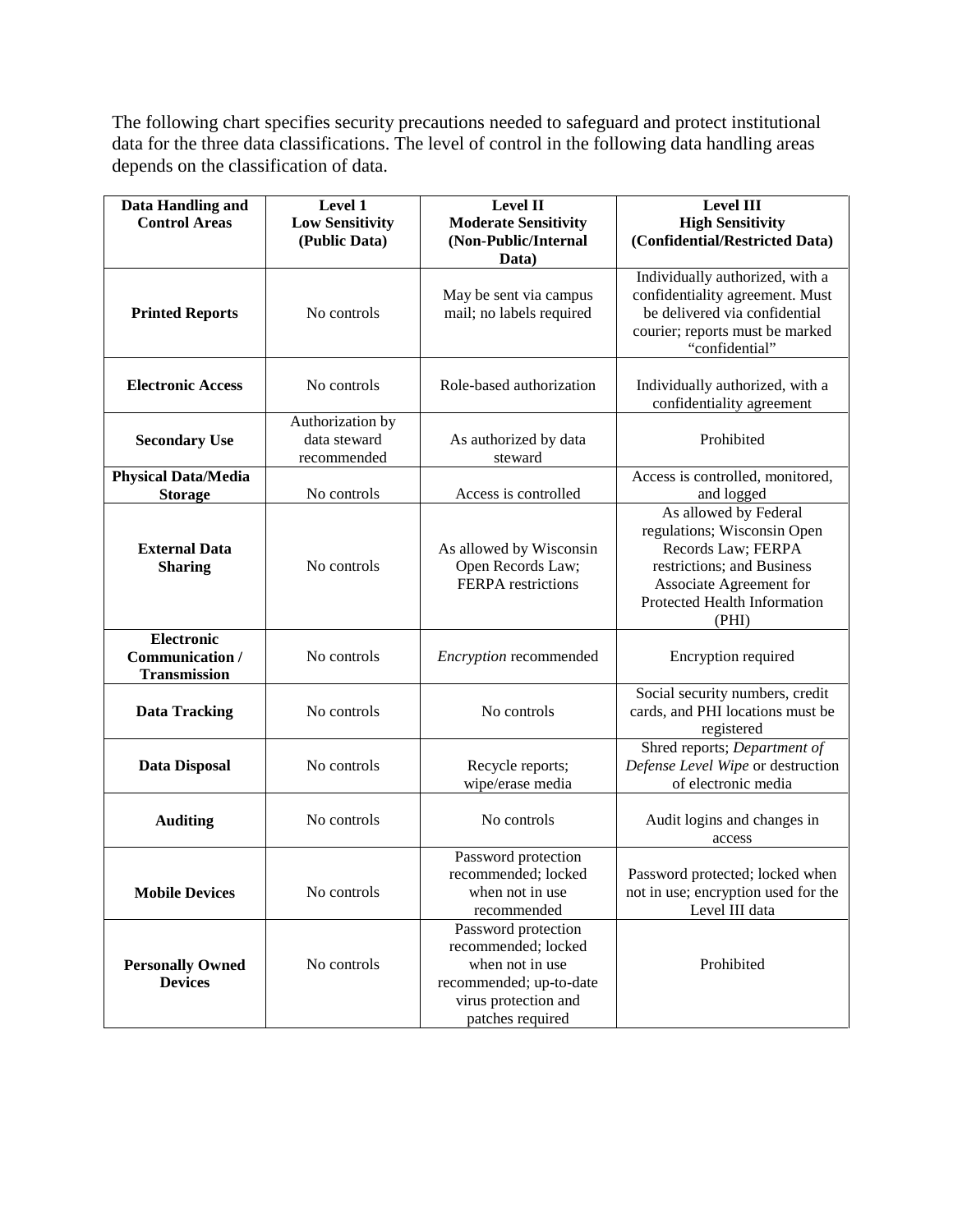The following chart specifies security precautions needed to safeguard and protect institutional data for the three data classifications. The level of control in the following data handling areas depends on the classification of data.

| **Data Handling and Control Areas** | **Level 1 Low Sensitivity (Public Data)** | **Level II Moderate Sensitivity (Non-Public/Internal Data)** | **Level III High Sensitivity (Confidential/Restricted Data)** |
|---|---|---|---|
| **Printed Reports** | No controls | May be sent via campus mail; no labels required | Individually authorized, with a confidentiality agreement. Must be delivered via confidential courier; reports must be marked "confidential" |
| **Electronic Access** | No controls | Role-based authorization | Individually authorized, with a confidentiality agreement |
| **Secondary Use** | Authorization by data steward recommended | As authorized by data steward | Prohibited |
| **Physical Data/Media Storage** | No controls | Access is controlled | Access is controlled, monitored, and logged |
| **External Data Sharing** | No controls | As allowed by Wisconsin Open Records Law; FERPA restrictions | As allowed by Federal regulations; Wisconsin Open Records Law; FERPA restrictions; and Business Associate Agreement for Protected Health Information (PHI) |
| **Electronic Communication / Transmission** | No controls | *Encryption* recommended | Encryption required |
| **Data Tracking** | No controls | No controls | Social security numbers, credit cards, and PHI locations must be registered |
| **Data Disposal** | No controls | Recycle reports; wipe/erase media | Shred reports; *Department of Defense Level Wipe* or destruction of electronic media |
| **Auditing** | No controls | No controls | Audit logins and changes in access |
| **Mobile Devices** | No controls | Password protection recommended; locked when not in use recommended | Password protected; locked when not in use; encryption used for the Level III data |
| **Personally Owned Devices** | No controls | Password protection recommended; locked when not in use recommended; up-to-date virus protection and patches required | Prohibited |